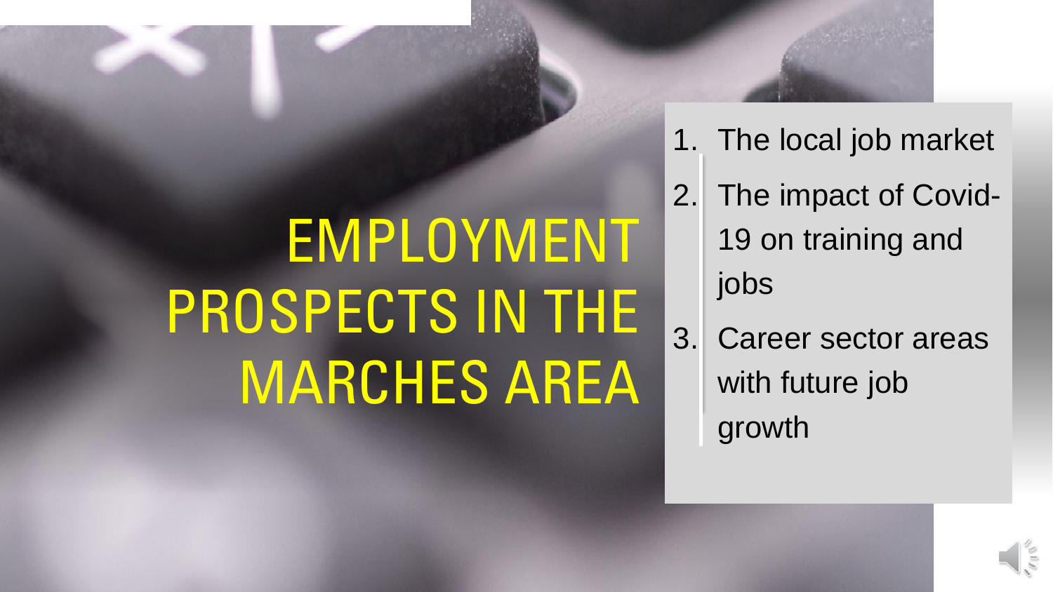# EMPLOYMENT PROSPECTS IN THE MARCHES AREA

1. The local job market
2. The impact of Covid-19 on training and jobs
3. Career sector areas with future job growth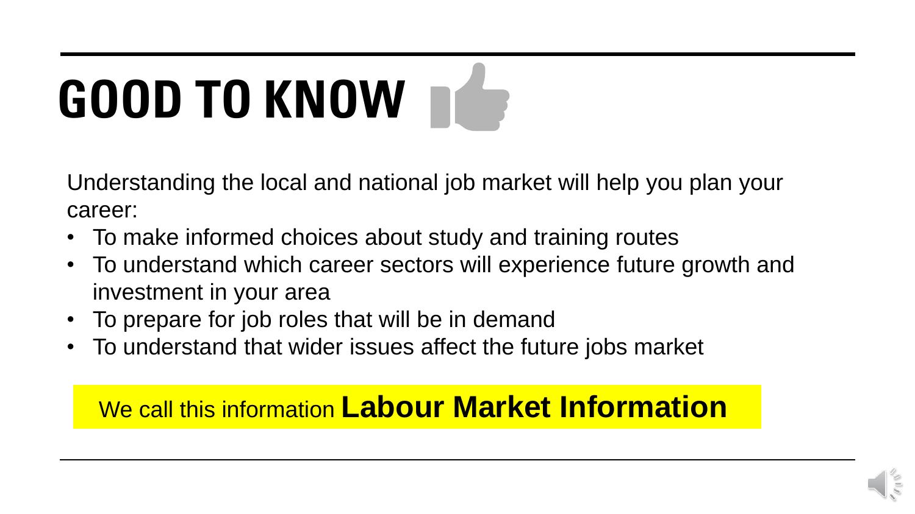# GOOD TO KNOW

Understanding the local and national job market will help you plan your career:

- To make informed choices about study and training routes
- To understand which career sectors will experience future growth and investment in your area
- To prepare for job roles that will be in demand
- To understand that wider issues affect the future jobs market

We call this information **Labour Market Information**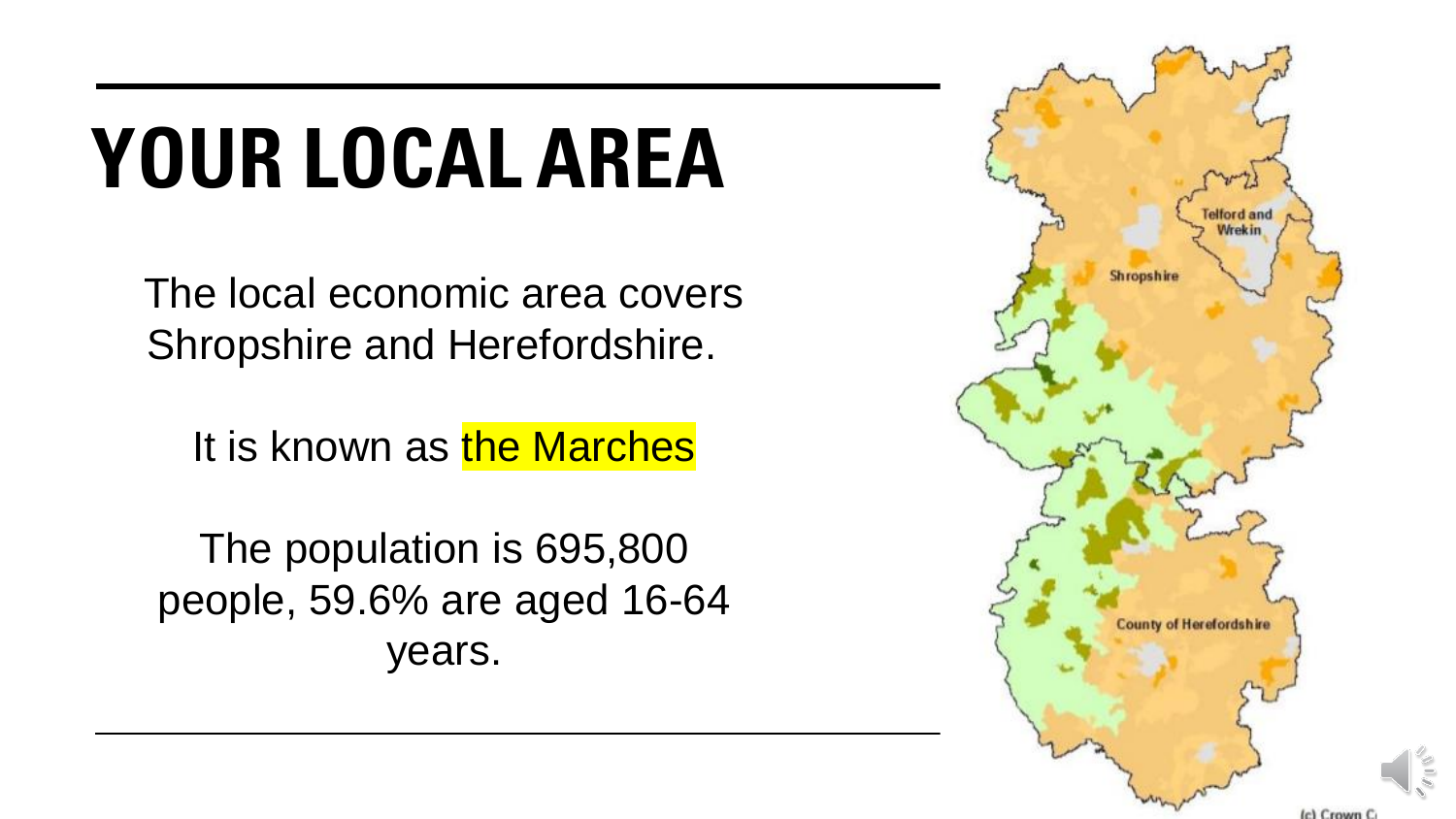# YOUR LOCAL AREA

The local economic area covers Shropshire and Herefordshire.

It is known as the Marches

The population is 695,800 people, 59.6% are aged 16-64 years.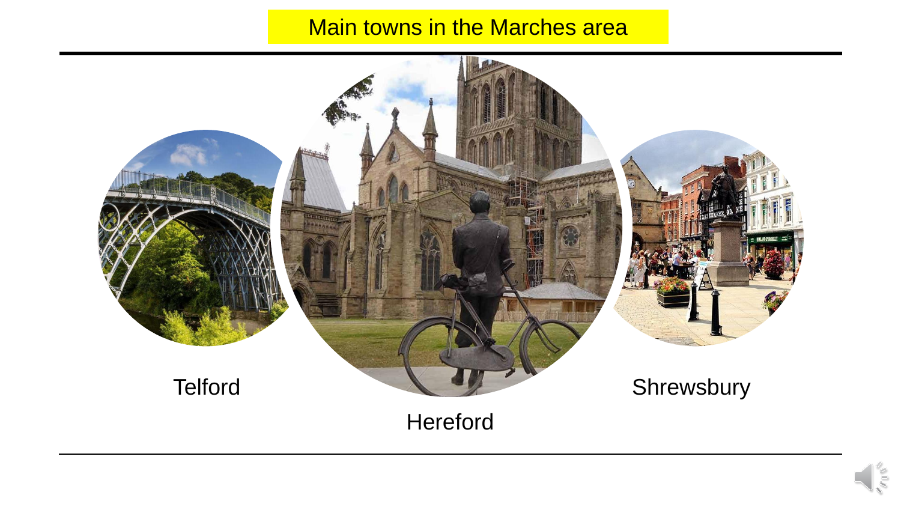# Main towns in the Marches area

Telford

Hereford

Shrewsbury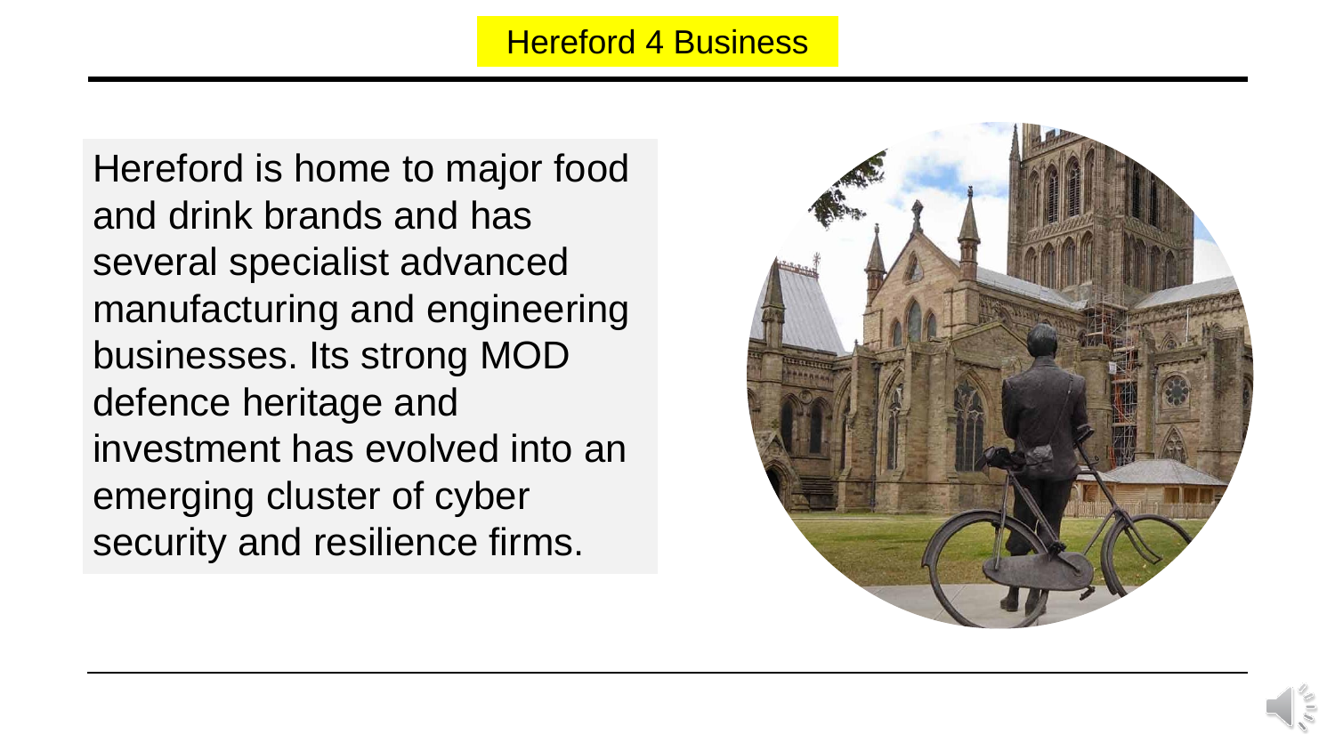# Hereford 4 Business

Hereford is home to major food and drink brands and has several specialist advanced manufacturing and engineering businesses. Its strong MOD defence heritage and investment has evolved into an emerging cluster of cyber security and resilience firms.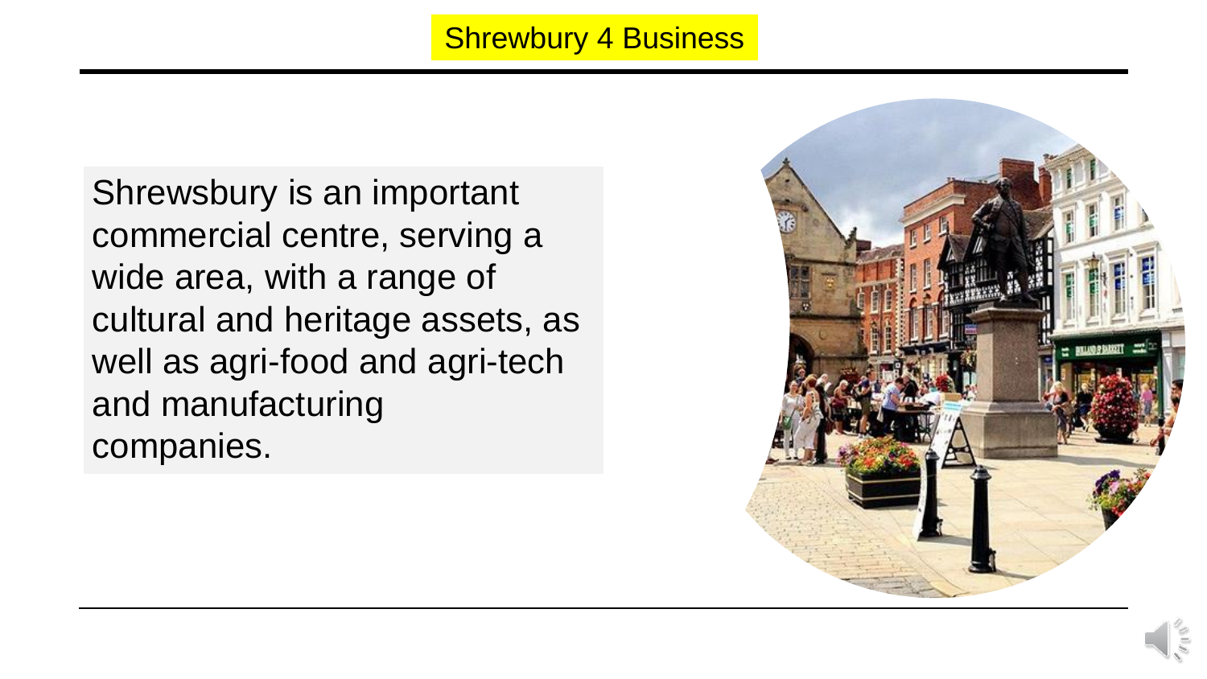# Shrewbury 4 Business

Shrewsbury is an important commercial centre, serving a wide area, with a range of cultural and heritage assets, as well as agri-food and agri-tech and manufacturing companies.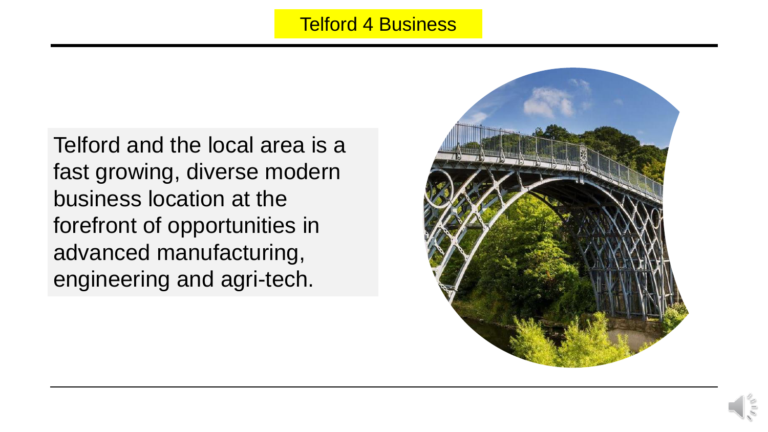# Telford 4 Business

Telford and the local area is a fast growing, diverse modern business location at the forefront of opportunities in advanced manufacturing, engineering and agri-tech.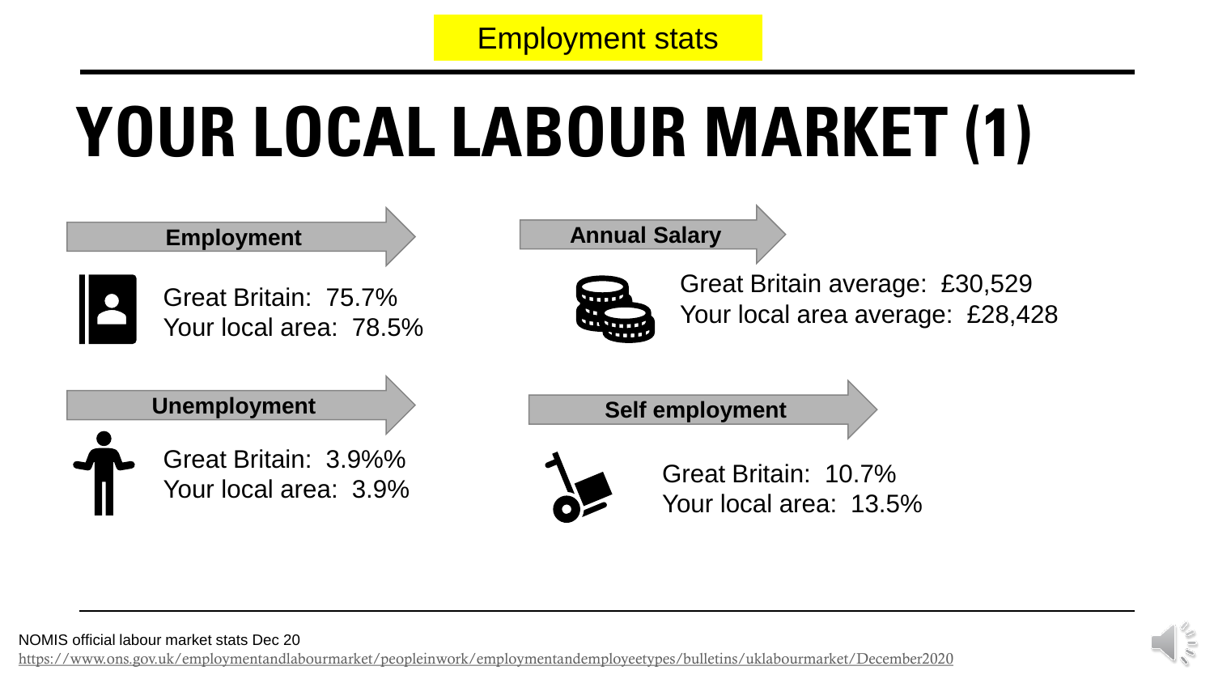Employment stats

# YOUR LOCAL LABOUR MARKET (1)

**Employment**

Great Britain: 75.7%
Your local area: 78.5%

**Annual Salary**

Great Britain average: £30,529
Your local area average: £28,428

**Unemployment**

Great Britain: 3.9%%
Your local area: 3.9%

**Self employment**

Great Britain: 10.7%
Your local area: 13.5%

NOMIS official labour market stats Dec 20
https://www.ons.gov.uk/employmentandlabourmarket/peopleinwork/employmentandemployeetypes/bulletins/uklabourmarket/December2020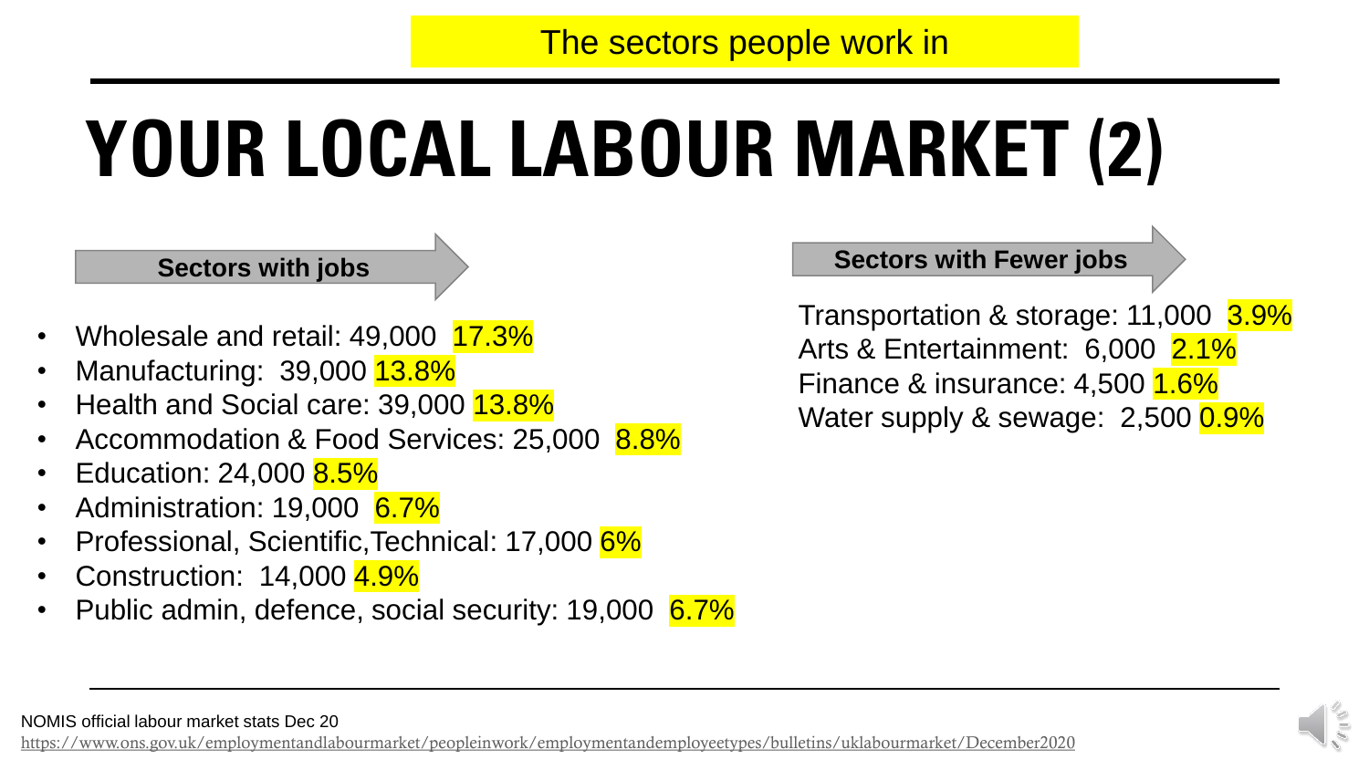The sectors people work in

# YOUR LOCAL LABOUR MARKET (2)

**Sectors with jobs**

- Wholesale and retail: 49,000 17.3%
- Manufacturing: 39,000 13.8%
- Health and Social care: 39,000 13.8%
- Accommodation & Food Services: 25,000 8.8%
- Education: 24,000 8.5%
- Administration: 19,000 6.7%
- Professional, Scientific,Technical: 17,000 6%
- Construction: 14,000 4.9%
- Public admin, defence, social security: 19,000 6.7%

**Sectors with Fewer jobs**

Transportation & storage: 11,000 3.9%
Arts & Entertainment: 6,000 2.1%
Finance & insurance: 4,500 1.6%
Water supply & sewage: 2,500 0.9%

NOMIS official labour market stats Dec 20
https://www.ons.gov.uk/employmentandlabourmarket/peopleinwork/employmentandemployeetypes/bulletins/uklabourmarket/December2020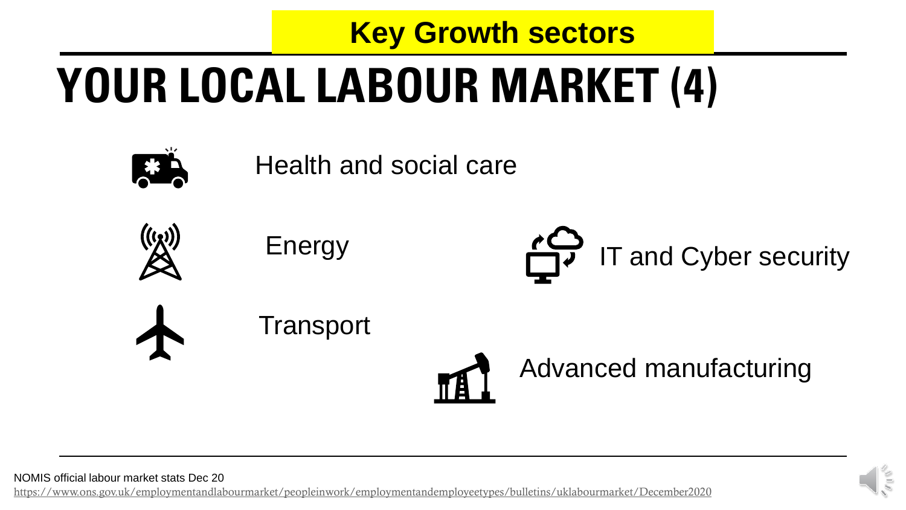**Key Growth sectors**

# YOUR LOCAL LABOUR MARKET (4)

- Health and social care
- Energy
- IT and Cyber security
- Transport
- Advanced manufacturing

NOMIS official labour market stats Dec 20

https://www.ons.gov.uk/employmentandlabourmarket/peopleinwork/employmentandemployeetypes/bulletins/uklabourmarket/December2020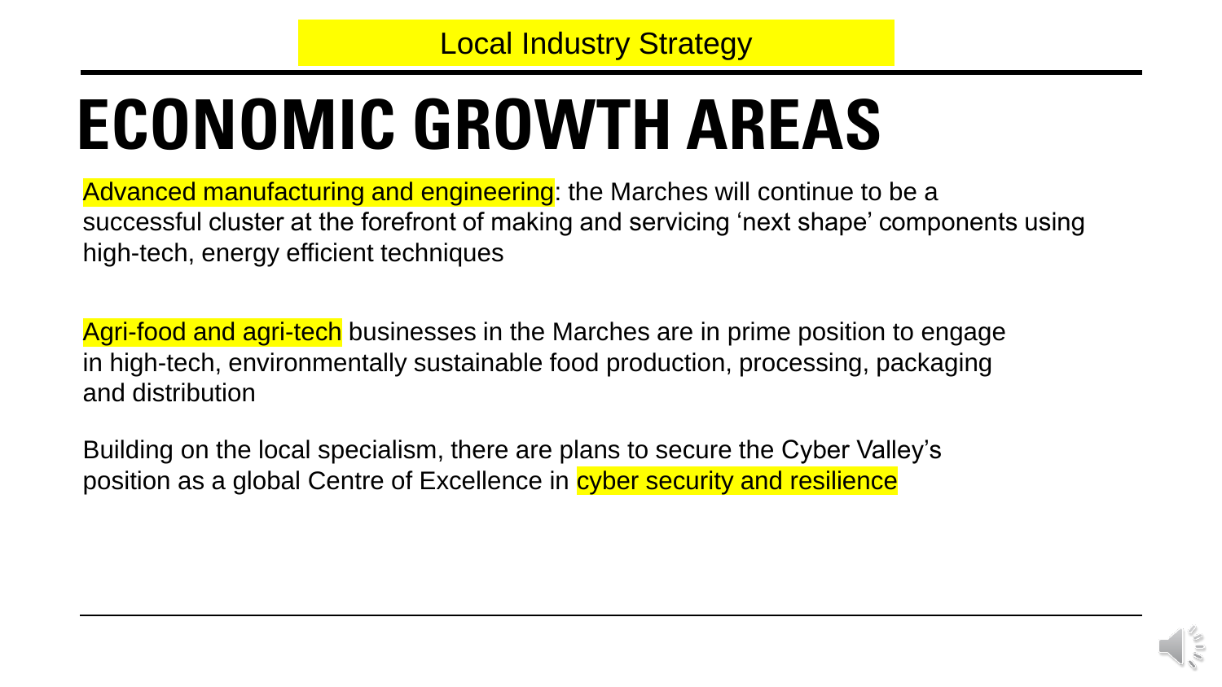Local Industry Strategy

# ECONOMIC GROWTH AREAS

Advanced manufacturing and engineering: the Marches will continue to be a successful cluster at the forefront of making and servicing 'next shape' components using high-tech, energy efficient techniques

Agri-food and agri-tech businesses in the Marches are in prime position to engage in high-tech, environmentally sustainable food production, processing, packaging and distribution

Building on the local specialism, there are plans to secure the Cyber Valley's position as a global Centre of Excellence in cyber security and resilience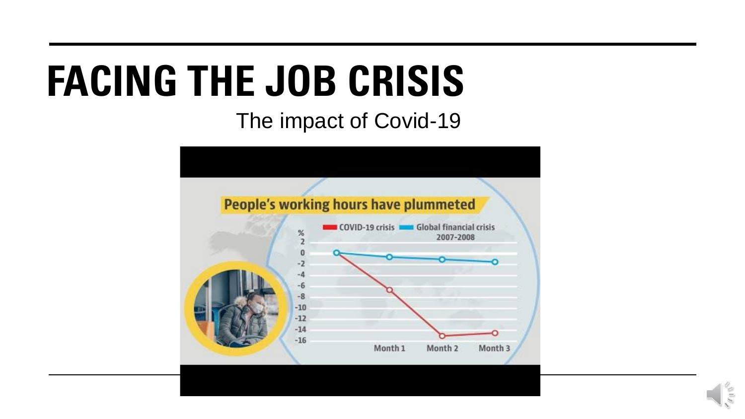# FACING THE JOB CRISIS

The impact of Covid-19

People's working hours have plummeted

COVID-19 crisis | Global financial crisis 2007-2008

% 2, 0, -2, -4, -6, -8, -10, -12, -14, -16

Month 1 | Month 2 | Month 3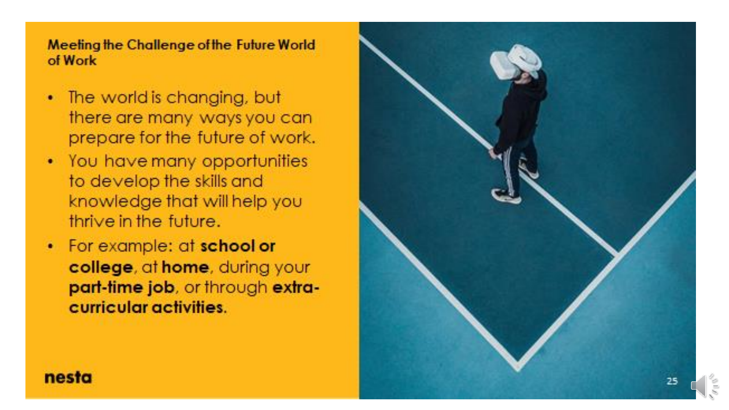## Meeting the Challenge of the Future World of Work

- The world is changing, but there are many ways you can prepare for the future of work.
- You have many opportunities to develop the skills and knowledge that will help you thrive in the future.
- For example: at **school or college**, at **home**, during your **part-time job**, or through **extra-curricular activities**.

nesta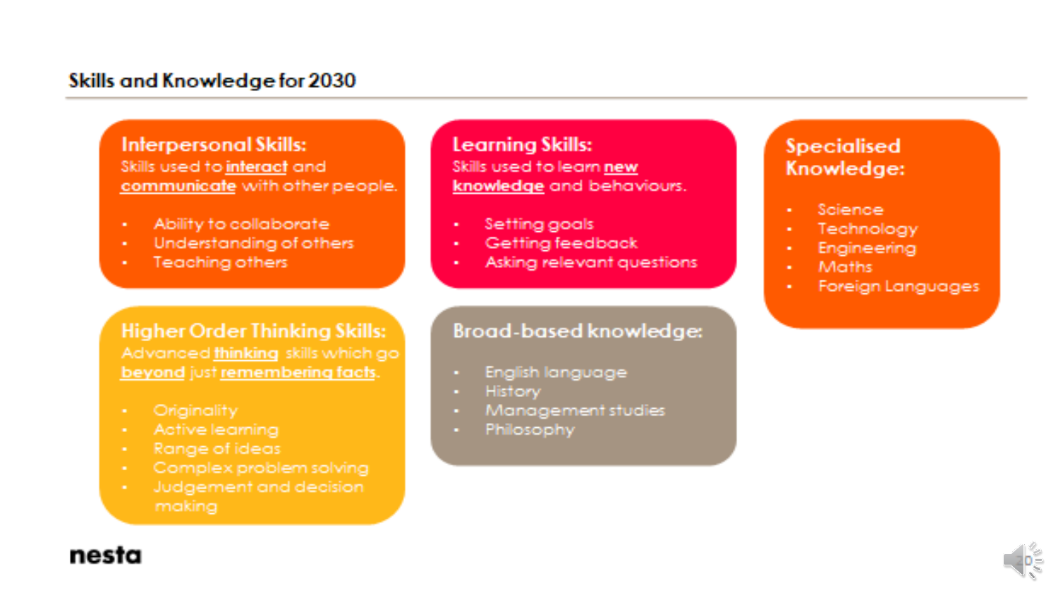## Skills and Knowledge for 2030

### Interpersonal Skills:

Skills used to **interact** and **communicate** with other people.

- Ability to collaborate
- Understanding of others
- Teaching others

### Learning Skills:

Skills used to learn **new knowledge** and behaviours.

- Setting goals
- Getting feedback
- Asking relevant questions

### Specialised Knowledge:

- Science
- Technology
- Engineering
- Maths
- Foreign Languages

### Higher Order Thinking Skills:

Advanced **thinking** skills which go **beyond** just **remembering facts**.

- Originality
- Active learning
- Range of ideas
- Complex problem solving
- Judgement and decision making

### Broad-based knowledge:

- English language
- History
- Management studies
- Philosophy

nesta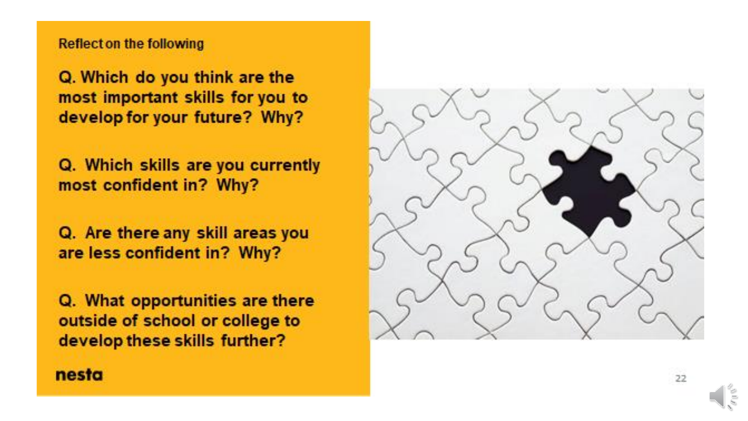Reflect on the following

**Q. Which do you think are the most important skills for you to develop for your future? Why?**

**Q. Which skills are you currently most confident in? Why?**

**Q. Are there any skill areas you are less confident in? Why?**

**Q. What opportunities are there outside of school or college to develop these skills further?**

nesta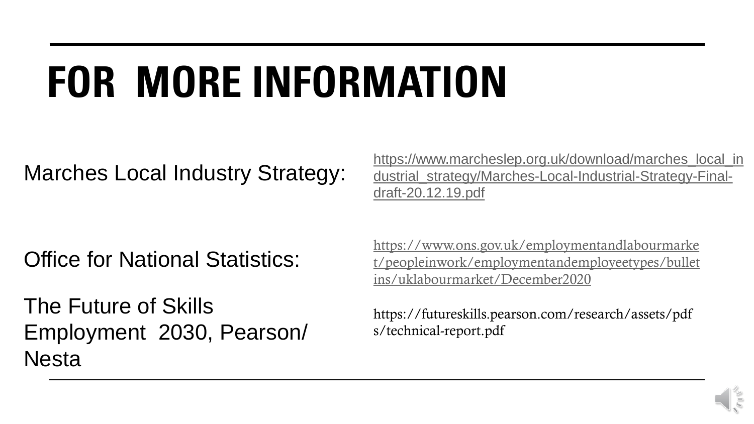# FOR MORE INFORMATION

Marches Local Industry Strategy: https://www.marcheslep.org.uk/download/marches_local_industrial_strategy/Marches-Local-Industrial-Strategy-Final-draft-20.12.19.pdf

Office for National Statistics: https://www.ons.gov.uk/employmentandlabourmarket/peopleinwork/employmentandemployeetypes/bulletins/uklabourmarket/December2020

The Future of Skills Employment 2030, Pearson/ Nesta: https://futureskills.pearson.com/research/assets/pdfs/technical-report.pdf